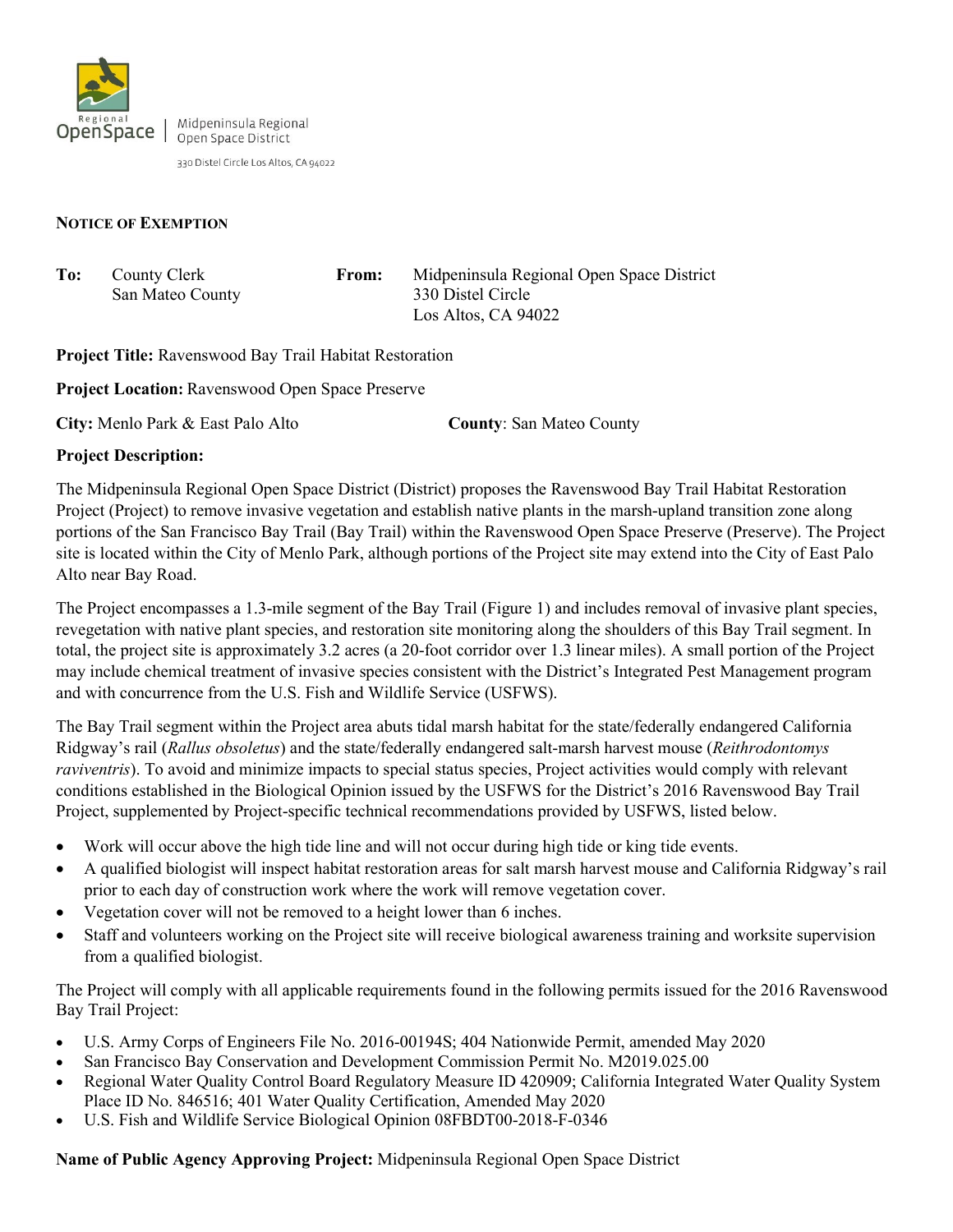Regional OpenSpace | Midpeninsula Regional Open Space District

330 Distel Circle Los Altos, CA 94022

## NOTICE OF EXEMPTION

**To:** County Clerk
San Mateo County

**From:** Midpeninsula Regional Open Space District
330 Distel Circle
Los Altos, CA 94022

**Project Title:** Ravenswood Bay Trail Habitat Restoration

**Project Location:** Ravenswood Open Space Preserve

**City:** Menlo Park & East Palo Alto **County**: San Mateo County

**Project Description:**

The Midpeninsula Regional Open Space District (District) proposes the Ravenswood Bay Trail Habitat Restoration Project (Project) to remove invasive vegetation and establish native plants in the marsh-upland transition zone along portions of the San Francisco Bay Trail (Bay Trail) within the Ravenswood Open Space Preserve (Preserve). The Project site is located within the City of Menlo Park, although portions of the Project site may extend into the City of East Palo Alto near Bay Road.

The Project encompasses a 1.3-mile segment of the Bay Trail (Figure 1) and includes removal of invasive plant species, revegetation with native plant species, and restoration site monitoring along the shoulders of this Bay Trail segment. In total, the project site is approximately 3.2 acres (a 20-foot corridor over 1.3 linear miles). A small portion of the Project may include chemical treatment of invasive species consistent with the District's Integrated Pest Management program and with concurrence from the U.S. Fish and Wildlife Service (USFWS).

The Bay Trail segment within the Project area abuts tidal marsh habitat for the state/federally endangered California Ridgway's rail (*Rallus obsoletus*) and the state/federally endangered salt-marsh harvest mouse (*Reithrodontomys raviventris*). To avoid and minimize impacts to special status species, Project activities would comply with relevant conditions established in the Biological Opinion issued by the USFWS for the District's 2016 Ravenswood Bay Trail Project, supplemented by Project-specific technical recommendations provided by USFWS, listed below.

- Work will occur above the high tide line and will not occur during high tide or king tide events.
- A qualified biologist will inspect habitat restoration areas for salt marsh harvest mouse and California Ridgway's rail prior to each day of construction work where the work will remove vegetation cover.
- Vegetation cover will not be removed to a height lower than 6 inches.
- Staff and volunteers working on the Project site will receive biological awareness training and worksite supervision from a qualified biologist.

The Project will comply with all applicable requirements found in the following permits issued for the 2016 Ravenswood Bay Trail Project:

- U.S. Army Corps of Engineers File No. 2016-00194S; 404 Nationwide Permit, amended May 2020
- San Francisco Bay Conservation and Development Commission Permit No. M2019.025.00
- Regional Water Quality Control Board Regulatory Measure ID 420909; California Integrated Water Quality System Place ID No. 846516; 401 Water Quality Certification, Amended May 2020
- U.S. Fish and Wildlife Service Biological Opinion 08FBDT00-2018-F-0346

**Name of Public Agency Approving Project:** Midpeninsula Regional Open Space District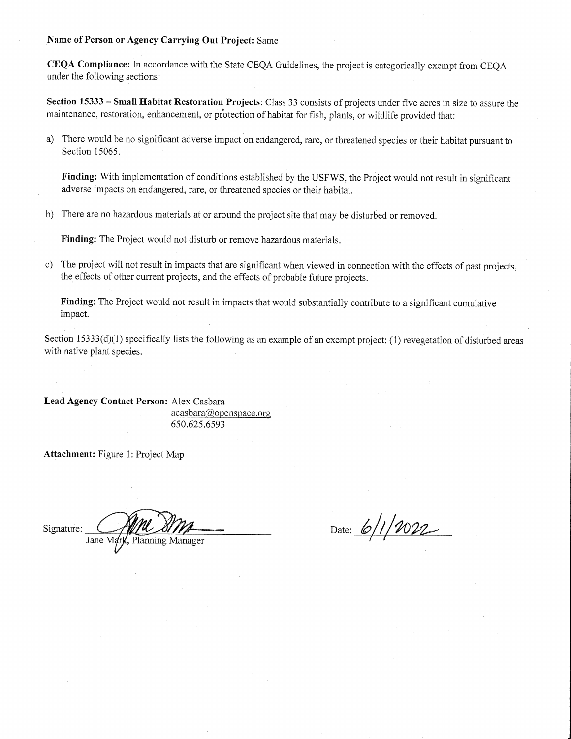**Name of Person or Agency Carrying Out Project:** Same

**CEQA Compliance:** In accordance with the State CEQA Guidelines, the project is categorically exempt from CEQA under the following sections:

**Section 15333 – Small Habitat Restoration Projects**: Class 33 consists of projects under five acres in size to assure the maintenance, restoration, enhancement, or protection of habitat for fish, plants, or wildlife provided that:

a) There would be no significant adverse impact on endangered, rare, or threatened species or their habitat pursuant to Section 15065.

   **Finding:** With implementation of conditions established by the USFWS, the Project would not result in significant adverse impacts on endangered, rare, or threatened species or their habitat.

b) There are no hazardous materials at or around the project site that may be disturbed or removed.

   **Finding:** The Project would not disturb or remove hazardous materials.

c) The project will not result in impacts that are significant when viewed in connection with the effects of past projects, the effects of other current projects, and the effects of probable future projects.

   **Finding**: The Project would not result in impacts that would substantially contribute to a significant cumulative impact.

Section 15333(d)(1) specifically lists the following as an example of an exempt project: (1) revegetation of disturbed areas with native plant species.

**Lead Agency Contact Person:** Alex Casbara
acasbara@openspace.org
650.625.6593

**Attachment:** Figure 1: Project Map

Signature: ______________________
Jane Mark, Planning Manager

Date: 6/1/2022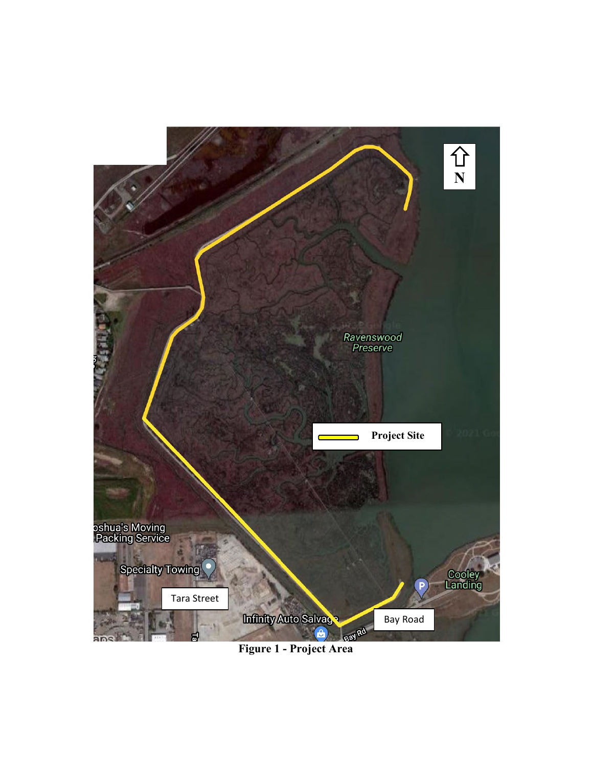**Figure 1 - Project Area**